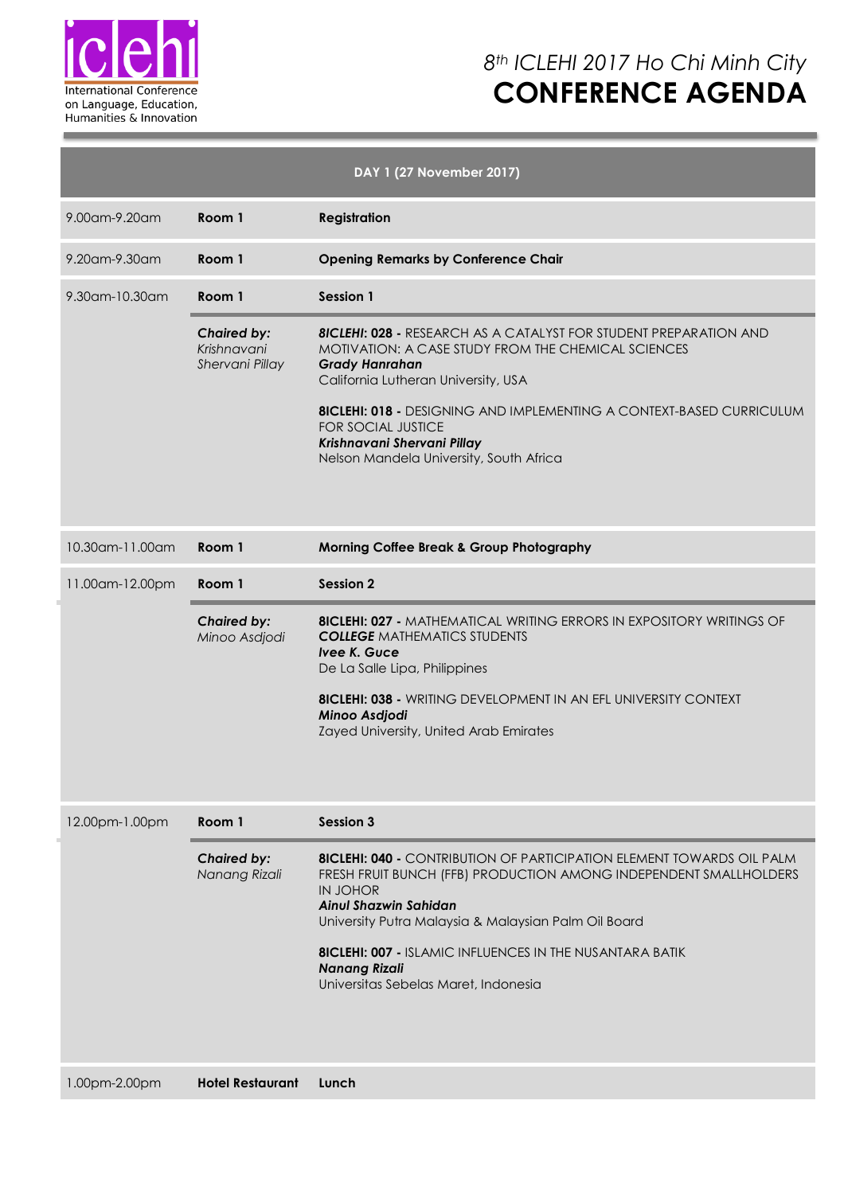iclehi

International Conference on Language, Education, Humanities & Innovation

*8th ICLEHI 2017 Ho Chi Minh City*

# CONFERENCE AGENDA

## DAY 1 (27 November 2017)

| Time | Venue | Programme |
|---|---|---|
| 9.00am-9.20am | **Room 1** | **Registration** |
| 9.20am-9.30am | **Room 1** | **Opening Remarks by Conference Chair** |
| 9.30am-10.30am | **Room 1** | **Session 1** |
| | ***Chaired by:*** *Krishnavani Shervani Pillay* | ***8ICLEHI*: 028 -** RESEARCH AS A CATALYST FOR STUDENT PREPARATION AND MOTIVATION: A CASE STUDY FROM THE CHEMICAL SCIENCES<br>***Grady Hanrahan***<br>California Lutheran University, USA<br><br>**8ICLEHI: 018 -** DESIGNING AND IMPLEMENTING A CONTEXT-BASED CURRICULUM FOR SOCIAL JUSTICE<br>***Krishnavani Shervani Pillay***<br>Nelson Mandela University, South Africa |
| 10.30am-11.00am | **Room 1** | **Morning Coffee Break & Group Photography** |
| 11.00am-12.00pm | **Room 1** | **Session 2** |
| | ***Chaired by:*** *Minoo Asdjodi* | **8ICLEHI: 027 -** MATHEMATICAL WRITING ERRORS IN EXPOSITORY WRITINGS OF ***COLLEGE*** MATHEMATICS STUDENTS<br>***Ivee K. Guce***<br>De La Salle Lipa, Philippines<br><br>**8ICLEHI: 038 -** WRITING DEVELOPMENT IN AN EFL UNIVERSITY CONTEXT<br>***Minoo Asdjodi***<br>Zayed University, United Arab Emirates |
| 12.00pm-1.00pm | **Room 1** | **Session 3** |
| | ***Chaired by:*** *Nanang Rizali* | **8ICLEHI: 040 -** CONTRIBUTION OF PARTICIPATION ELEMENT TOWARDS OIL PALM FRESH FRUIT BUNCH (FFB) PRODUCTION AMONG INDEPENDENT SMALLHOLDERS IN JOHOR<br>***Ainul Shazwin Sahidan***<br>University Putra Malaysia & Malaysian Palm Oil Board<br><br>**8ICLEHI: 007 -** ISLAMIC INFLUENCES IN THE NUSANTARA BATIK<br>***Nanang Rizali***<br>Universitas Sebelas Maret, Indonesia |
| 1.00pm-2.00pm | **Hotel Restaurant** | **Lunch** |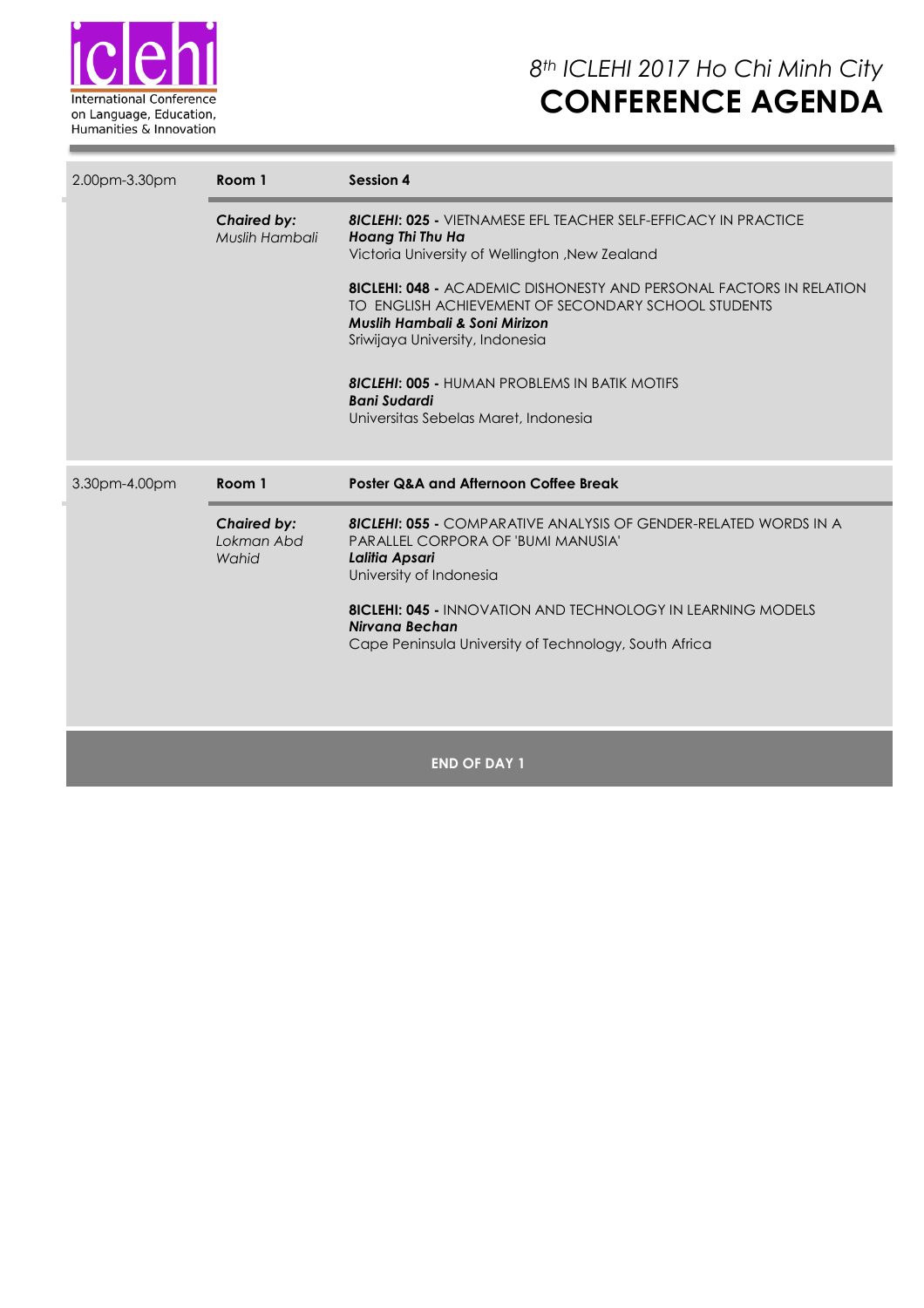| | | |
|---|---|---|
| 2.00pm-3.30pm | **Room 1** | **Session 4** |
| | ***Chaired by:*** *Muslih Hambali* | ***8ICLEHI*: 025 -** VIETNAMESE EFL TEACHER SELF-EFFICACY IN PRACTICE<br>***Hoang Thi Thu Ha***<br>Victoria University of Wellington ,New Zealand<br><br>**8ICLEHI: 048 -** ACADEMIC DISHONESTY AND PERSONAL FACTORS IN RELATION TO ENGLISH ACHIEVEMENT OF SECONDARY SCHOOL STUDENTS<br>***Muslih Hambali & Soni Mirizon***<br>Sriwijaya University, Indonesia<br><br>***8ICLEHI*: 005 -** HUMAN PROBLEMS IN BATIK MOTIFS<br>***Bani Sudardi***<br>Universitas Sebelas Maret, Indonesia |
| 3.30pm-4.00pm | **Room 1** | **Poster Q&A and Afternoon Coffee Break** |
| | ***Chaired by:*** *Lokman Abd Wahid* | ***8ICLEHI*: 055 -** COMPARATIVE ANALYSIS OF GENDER-RELATED WORDS IN A PARALLEL CORPORA OF 'BUMI MANUSIA'<br>***Lalitia Apsari***<br>University of Indonesia<br><br>**8ICLEHI: 045 -** INNOVATION AND TECHNOLOGY IN LEARNING MODELS<br>***Nirvana Bechan***<br>Cape Peninsula University of Technology, South Africa |

**END OF DAY 1**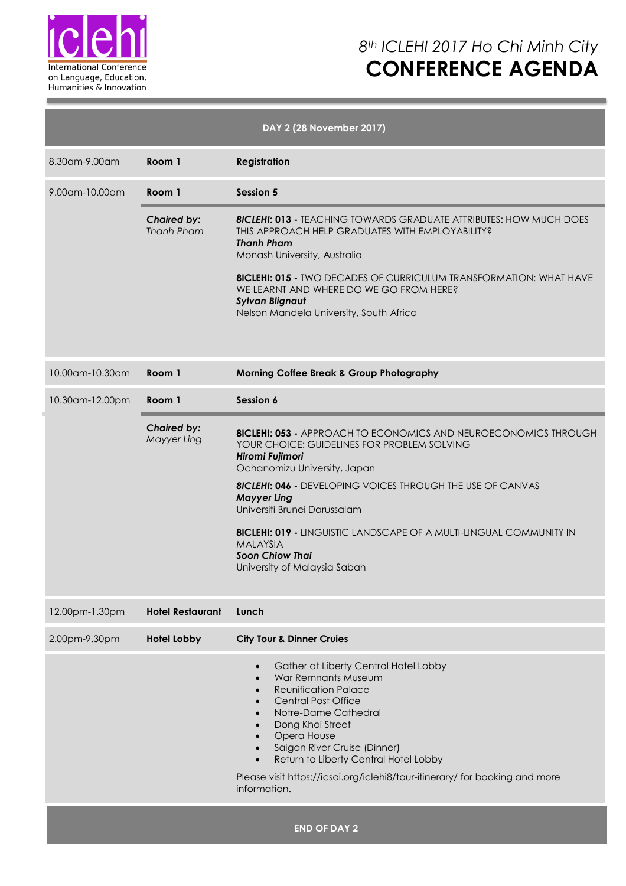# 8th ICLEHI 2017 Ho Chi Minh City
# CONFERENCE AGENDA

International Conference on Language, Education, Humanities & Innovation

| DAY 2 (28 November 2017) | | |
|---|---|---|
| 8.30am-9.00am | **Room 1** | **Registration** |
| 9.00am-10.00am | **Room 1** | **Session 5** |
| | ***Chaired by:*** *Thanh Pham* | ***8ICLEHI*: 013 -** TEACHING TOWARDS GRADUATE ATTRIBUTES: HOW MUCH DOES THIS APPROACH HELP GRADUATES WITH EMPLOYABILITY? ***Thanh Pham*** Monash University, Australia<br><br>**8ICLEHI: 015 -** TWO DECADES OF CURRICULUM TRANSFORMATION: WHAT HAVE WE LEARNT AND WHERE DO WE GO FROM HERE? ***Sylvan Blignaut*** Nelson Mandela University, South Africa |
| 10.00am-10.30am | **Room 1** | **Morning Coffee Break & Group Photography** |
| 10.30am-12.00pm | **Room 1** | **Session 6** |
| | ***Chaired by:*** *Mayyer Ling* | **8ICLEHI: 053 -** APPROACH TO ECONOMICS AND NEUROECONOMICS THROUGH YOUR CHOICE: GUIDELINES FOR PROBLEM SOLVING ***Hiromi Fujimori*** Ochanomizu University, Japan<br><br>***8ICLEHI*: 046 -** DEVELOPING VOICES THROUGH THE USE OF CANVAS ***Mayyer Ling*** Universiti Brunei Darussalam<br><br>**8ICLEHI: 019 -** LINGUISTIC LANDSCAPE OF A MULTI-LINGUAL COMMUNITY IN MALAYSIA ***Soon Chiow Thai*** University of Malaysia Sabah |
| 12.00pm-1.30pm | **Hotel Restaurant** | **Lunch** |
| 2.00pm-9.30pm | **Hotel Lobby** | **City Tour & Dinner Cruies** |
| | | • Gather at Liberty Central Hotel Lobby<br>• War Remnants Museum<br>• Reunification Palace<br>• Central Post Office<br>• Notre-Dame Cathedral<br>• Dong Khoi Street<br>• Opera House<br>• Saigon River Cruise (Dinner)<br>• Return to Liberty Central Hotel Lobby<br><br>Please visit https://icsai.org/iclehi8/tour-itinerary/ for booking and more information. |

**END OF DAY 2**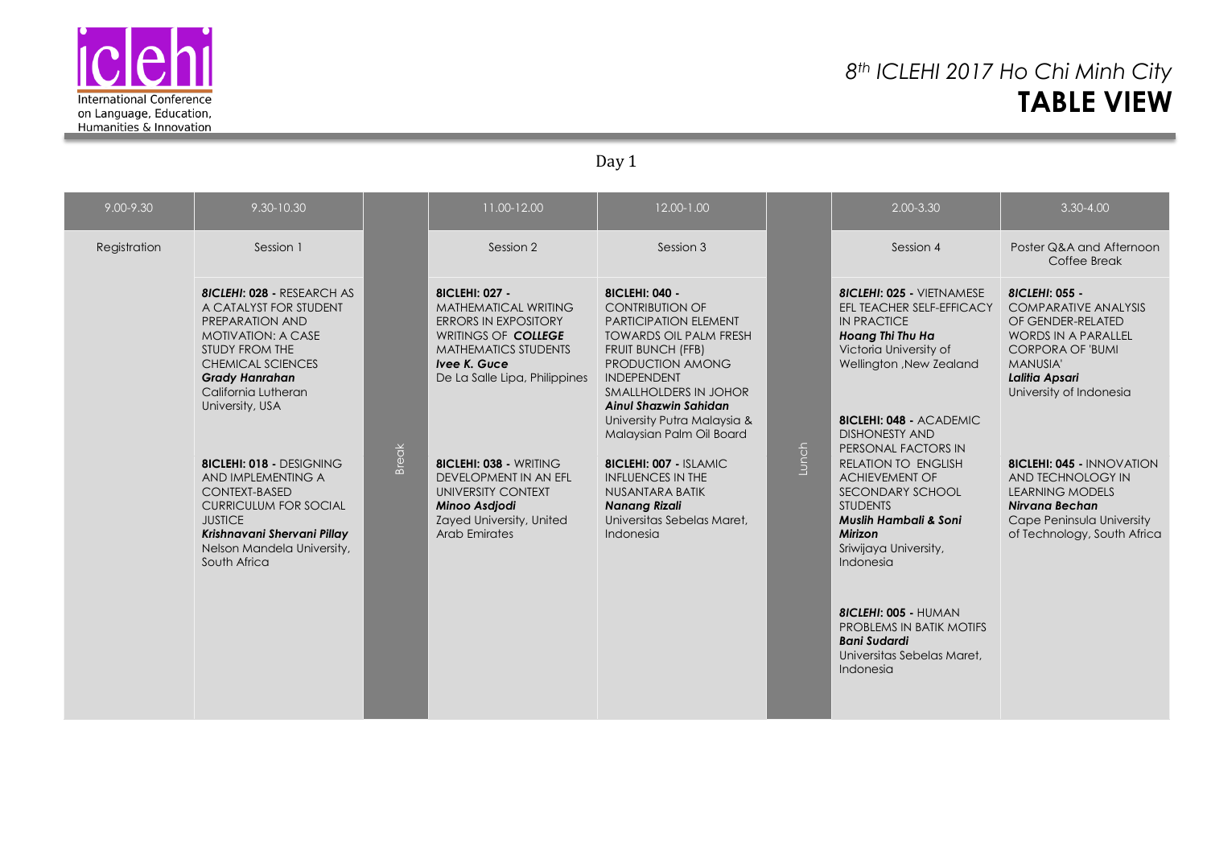# 8th ICLEHI 2017 Ho Chi Minh City

## TABLE VIEW

International Conference on Language, Education, Humanities & Innovation

Day 1

| 9.00-9.30 | 9.30-10.30 | | 11.00-12.00 | 12.00-1.00 | | 2.00-3.30 | 3.30-4.00 |
|---|---|---|---|---|---|---|---|
| Registration | Session 1 | Break | Session 2 | Session 3 | Lunch | Session 4 | Poster Q&A and Afternoon Coffee Break |
| | ***8ICLEHI*: 028** - RESEARCH AS A CATALYST FOR STUDENT PREPARATION AND MOTIVATION: A CASE STUDY FROM THE CHEMICAL SCIENCES ***Grady Hanrahan*** California Lutheran University, USA<br><br>**8ICLEHI: 018** - DESIGNING AND IMPLEMENTING A CONTEXT-BASED CURRICULUM FOR SOCIAL JUSTICE ***Krishnavani Shervani Pillay*** Nelson Mandela University, South Africa | | **8ICLEHI: 027** - MATHEMATICAL WRITING ERRORS IN EXPOSITORY WRITINGS OF ***COLLEGE*** MATHEMATICS STUDENTS ***Ivee K. Guce*** De La Salle Lipa, Philippines<br><br>**8ICLEHI: 038** - WRITING DEVELOPMENT IN AN EFL UNIVERSITY CONTEXT ***Minoo Asdjodi*** Zayed University, United Arab Emirates | **8ICLEHI: 040** - CONTRIBUTION OF PARTICIPATION ELEMENT TOWARDS OIL PALM FRESH FRUIT BUNCH (FFB) PRODUCTION AMONG INDEPENDENT SMALLHOLDERS IN JOHOR ***Ainul Shazwin Sahidan*** University Putra Malaysia & Malaysian Palm Oil Board<br><br>**8ICLEHI: 007** - ISLAMIC INFLUENCES IN THE NUSANTARA BATIK ***Nanang Rizali*** Universitas Sebelas Maret, Indonesia | | ***8ICLEHI*: 025** - VIETNAMESE EFL TEACHER SELF-EFFICACY IN PRACTICE ***Hoang Thi Thu Ha*** Victoria University of Wellington ,New Zealand<br><br>**8ICLEHI: 048** - ACADEMIC DISHONESTY AND PERSONAL FACTORS IN RELATION TO ENGLISH ACHIEVEMENT OF SECONDARY SCHOOL STUDENTS ***Muslih Hambali & Soni Mirizon*** Sriwijaya University, Indonesia<br><br>***8ICLEHI*: 005** - HUMAN PROBLEMS IN BATIK MOTIFS ***Bani Sudardi*** Universitas Sebelas Maret, Indonesia | ***8ICLEHI*: 055** - COMPARATIVE ANALYSIS OF GENDER-RELATED WORDS IN A PARALLEL CORPORA OF 'BUMI MANUSIA' ***Lalitia Apsari*** University of Indonesia<br><br>**8ICLEHI: 045** - INNOVATION AND TECHNOLOGY IN LEARNING MODELS ***Nirvana Bechan*** Cape Peninsula University of Technology, South Africa |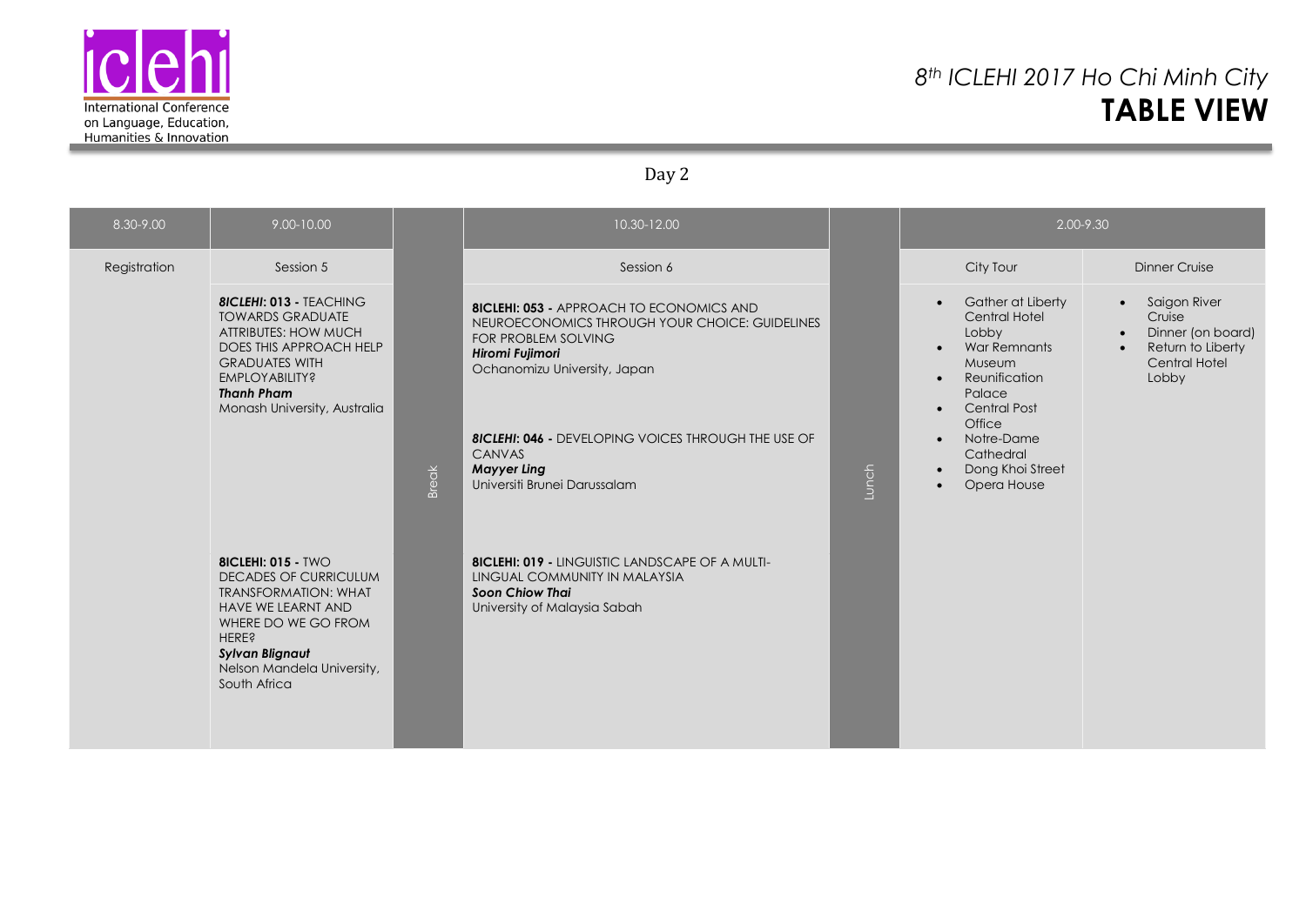# 8th ICLEHI 2017 Ho Chi Minh City

## TABLE VIEW

### Day 2

| 8.30-9.00 | 9.00-10.00 | | 10.30-12.00 | | 2.00-9.30 | |
|---|---|---|---|---|---|---|
| Registration | Session 5 | Break | Session 6 | Lunch | City Tour | Dinner Cruise |
| | ***8ICLEHI*: 013 -** TEACHING TOWARDS GRADUATE ATTRIBUTES: HOW MUCH DOES THIS APPROACH HELP GRADUATES WITH EMPLOYABILITY? ***Thanh Pham*** Monash University, Australia | | **8ICLEHI: 053 -** APPROACH TO ECONOMICS AND NEUROECONOMICS THROUGH YOUR CHOICE: GUIDELINES FOR PROBLEM SOLVING ***Hiromi Fujimori*** Ochanomizu University, Japan | | • Gather at Liberty Central Hotel Lobby<br>• War Remnants Museum<br>• Reunification Palace<br>• Central Post Office<br>• Notre-Dame Cathedral<br>• Dong Khoi Street<br>• Opera House | • Saigon River Cruise<br>• Dinner (on board)<br>• Return to Liberty Central Hotel Lobby |
| | | | ***8ICLEHI*: 046 -** DEVELOPING VOICES THROUGH THE USE OF CANVAS ***Mayyer Ling*** Universiti Brunei Darussalam | | | |
| | **8ICLEHI: 015 -** TWO DECADES OF CURRICULUM TRANSFORMATION: WHAT HAVE WE LEARNT AND WHERE DO WE GO FROM HERE? ***Sylvan Blignaut*** Nelson Mandela University, South Africa | | **8ICLEHI: 019 -** LINGUISTIC LANDSCAPE OF A MULTI-LINGUAL COMMUNITY IN MALAYSIA ***Soon Chiow Thai*** University of Malaysia Sabah | | | |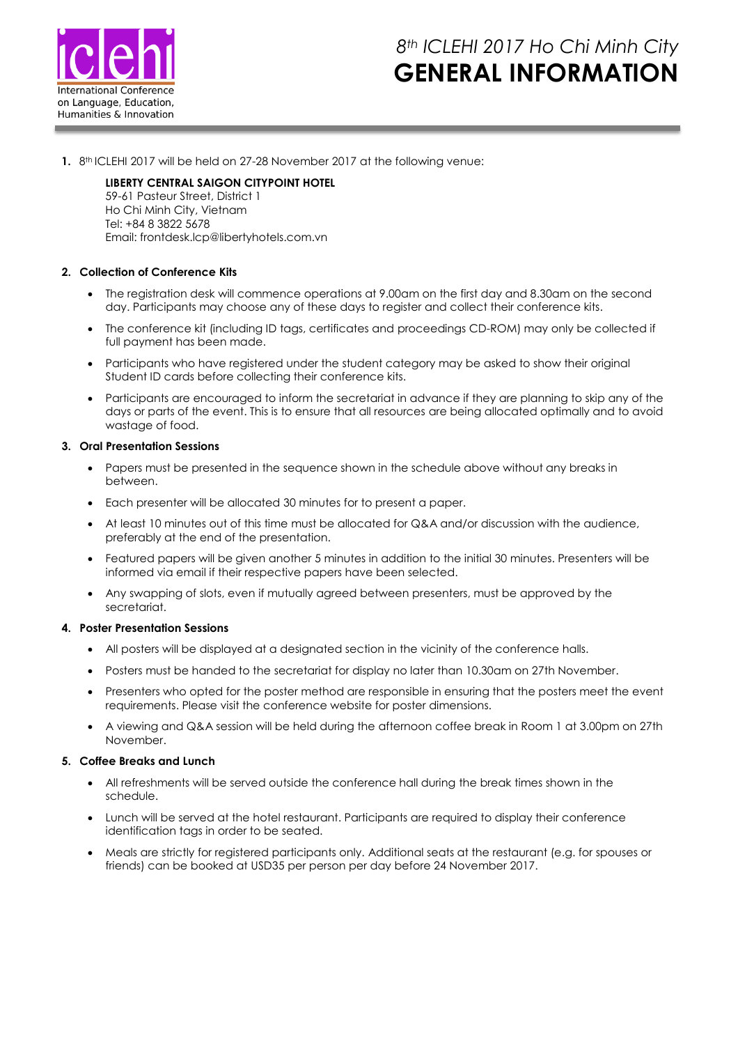International Conference on Language, Education, Humanities & Innovation

# *8th ICLEHI 2017 Ho Chi Minh City*
# GENERAL INFORMATION

**1.** 8th ICLEHI 2017 will be held on 27-28 November 2017 at the following venue:

**LIBERTY CENTRAL SAIGON CITYPOINT HOTEL**
59-61 Pasteur Street, District 1
Ho Chi Minh City, Vietnam
Tel: +84 8 3822 5678
Email: frontdesk.lcp@libertyhotels.com.vn

**2. Collection of Conference Kits**

- The registration desk will commence operations at 9.00am on the first day and 8.30am on the second day. Participants may choose any of these days to register and collect their conference kits.
- The conference kit (including ID tags, certificates and proceedings CD-ROM) may only be collected if full payment has been made.
- Participants who have registered under the student category may be asked to show their original Student ID cards before collecting their conference kits.
- Participants are encouraged to inform the secretariat in advance if they are planning to skip any of the days or parts of the event. This is to ensure that all resources are being allocated optimally and to avoid wastage of food.

**3. Oral Presentation Sessions**

- Papers must be presented in the sequence shown in the schedule above without any breaks in between.
- Each presenter will be allocated 30 minutes for to present a paper.
- At least 10 minutes out of this time must be allocated for Q&A and/or discussion with the audience, preferably at the end of the presentation.
- Featured papers will be given another 5 minutes in addition to the initial 30 minutes. Presenters will be informed via email if their respective papers have been selected.
- Any swapping of slots, even if mutually agreed between presenters, must be approved by the secretariat.

**4. Poster Presentation Sessions**

- All posters will be displayed at a designated section in the vicinity of the conference halls.
- Posters must be handed to the secretariat for display no later than 10.30am on 27th November.
- Presenters who opted for the poster method are responsible in ensuring that the posters meet the event requirements. Please visit the conference website for poster dimensions.
- A viewing and Q&A session will be held during the afternoon coffee break in Room 1 at 3.00pm on 27th November.

**5. Coffee Breaks and Lunch**

- All refreshments will be served outside the conference hall during the break times shown in the schedule.
- Lunch will be served at the hotel restaurant. Participants are required to display their conference identification tags in order to be seated.
- Meals are strictly for registered participants only. Additional seats at the restaurant (e.g. for spouses or friends) can be booked at USD35 per person per day before 24 November 2017.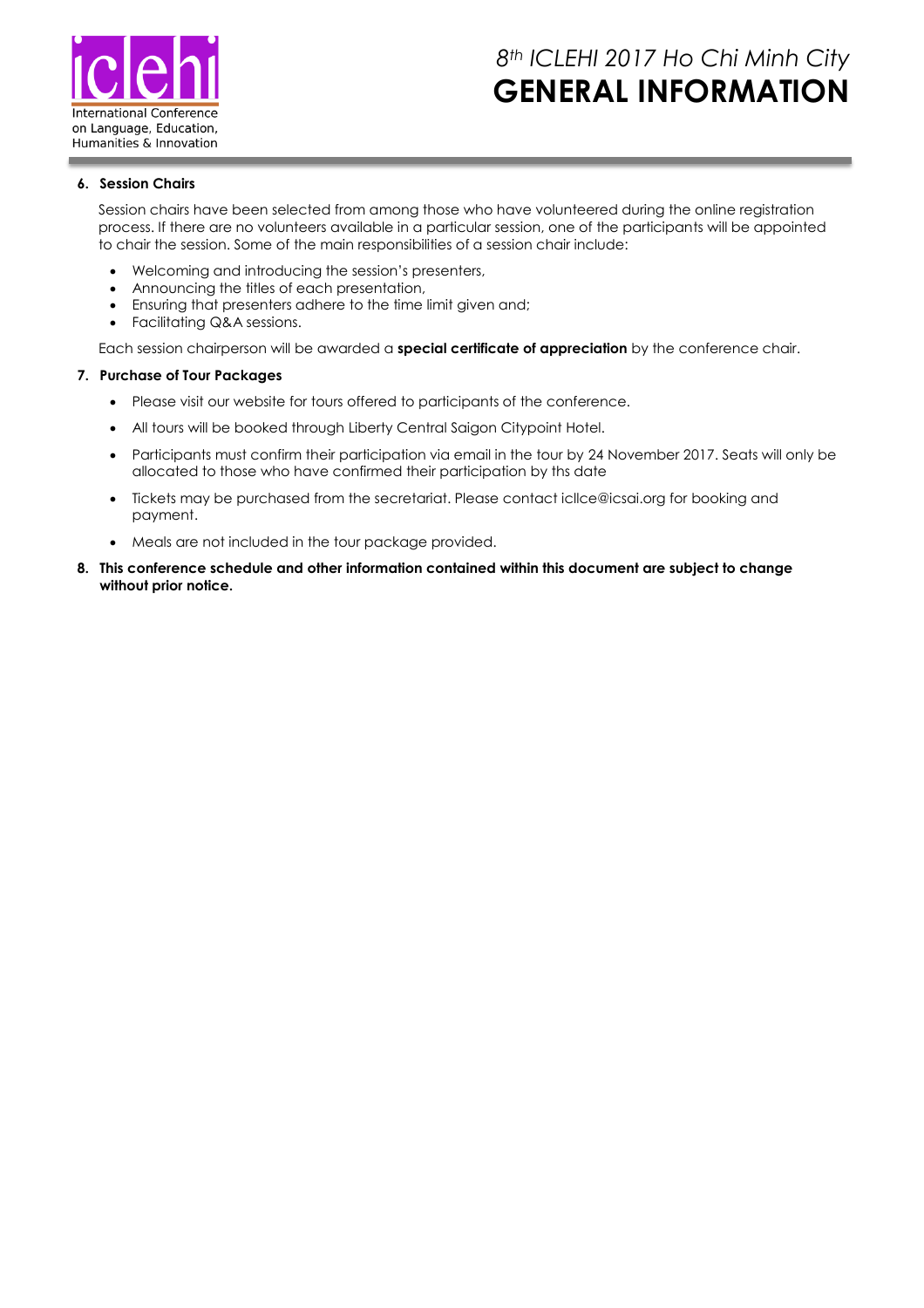6. **Session Chairs**

   Session chairs have been selected from among those who have volunteered during the online registration process. If there are no volunteers available in a particular session, one of the participants will be appointed to chair the session. Some of the main responsibilities of a session chair include:

   - Welcoming and introducing the session's presenters,
   - Announcing the titles of each presentation,
   - Ensuring that presenters adhere to the time limit given and;
   - Facilitating Q&A sessions.

   Each session chairperson will be awarded a **special certificate of appreciation** by the conference chair.

7. **Purchase of Tour Packages**

   - Please visit our website for tours offered to participants of the conference.
   - All tours will be booked through Liberty Central Saigon Citypoint Hotel.
   - Participants must confirm their participation via email in the tour by 24 November 2017. Seats will only be allocated to those who have confirmed their participation by ths date
   - Tickets may be purchased from the secretariat. Please contact icllce@icsai.org for booking and payment.
   - Meals are not included in the tour package provided.

8. **This conference schedule and other information contained within this document are subject to change without prior notice.**